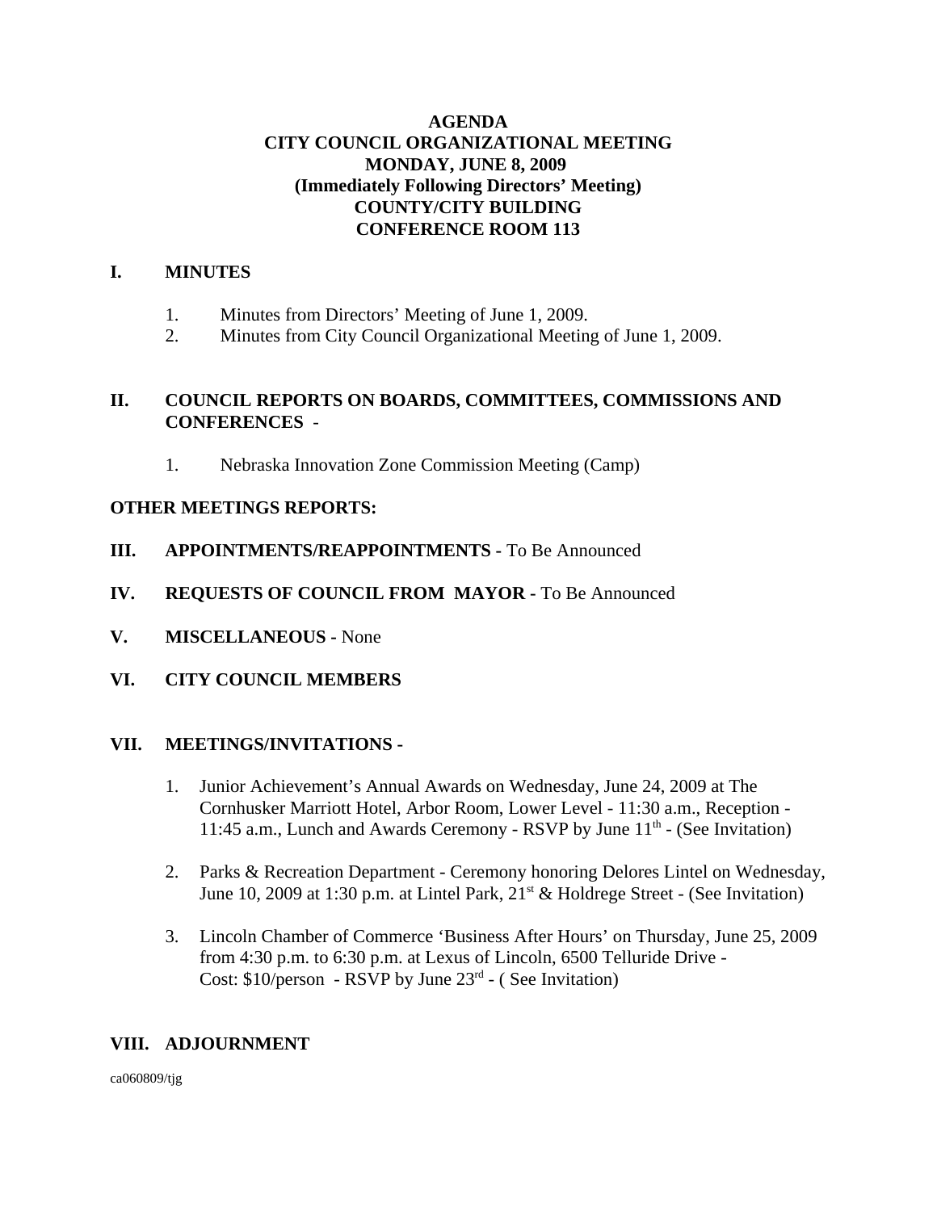# AGENDA
## CITY COUNCIL ORGANIZATIONAL MEETING
## MONDAY, JUNE 8, 2009
## (Immediately Following Directors' Meeting)
## COUNTY/CITY BUILDING
## CONFERENCE ROOM 113

**I. MINUTES**

1. Minutes from Directors' Meeting of June 1, 2009.
2. Minutes from City Council Organizational Meeting of June 1, 2009.

**II. COUNCIL REPORTS ON BOARDS, COMMITTEES, COMMISSIONS AND CONFERENCES** -

1. Nebraska Innovation Zone Commission Meeting (Camp)

**OTHER MEETINGS REPORTS:**

**III. APPOINTMENTS/REAPPOINTMENTS -** To Be Announced

**IV. REQUESTS OF COUNCIL FROM MAYOR -** To Be Announced

**V. MISCELLANEOUS -** None

**VI. CITY COUNCIL MEMBERS**

**VII. MEETINGS/INVITATIONS -**

1. Junior Achievement's Annual Awards on Wednesday, June 24, 2009 at The Cornhusker Marriott Hotel, Arbor Room, Lower Level - 11:30 a.m., Reception - 11:45 a.m., Lunch and Awards Ceremony - RSVP by June 11th - (See Invitation)

2. Parks & Recreation Department - Ceremony honoring Delores Lintel on Wednesday, June 10, 2009 at 1:30 p.m. at Lintel Park, 21st & Holdrege Street - (See Invitation)

3. Lincoln Chamber of Commerce 'Business After Hours' on Thursday, June 25, 2009 from 4:30 p.m. to 6:30 p.m. at Lexus of Lincoln, 6500 Telluride Drive - Cost: $10/person - RSVP by June 23rd - ( See Invitation)

**VIII. ADJOURNMENT**

ca060809/tjg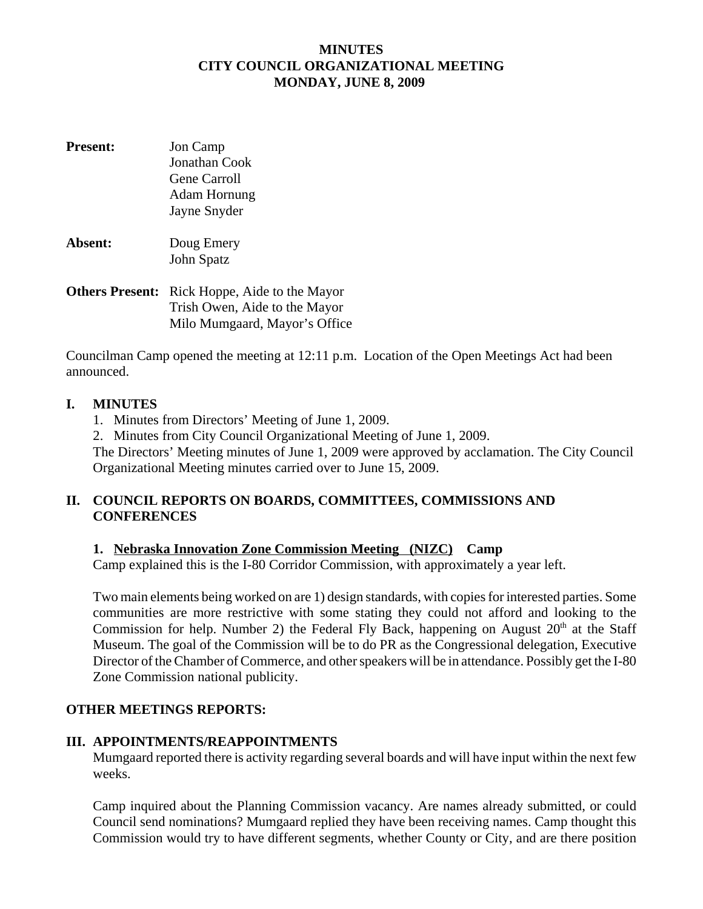# MINUTES
# CITY COUNCIL ORGANIZATIONAL MEETING
# MONDAY, JUNE 8, 2009

**Present:** Jon Camp
Jonathan Cook
Gene Carroll
Adam Hornung
Jayne Snyder

**Absent:** Doug Emery
John Spatz

**Others Present:** Rick Hoppe, Aide to the Mayor
Trish Owen, Aide to the Mayor
Milo Mumgaard, Mayor's Office

Councilman Camp opened the meeting at 12:11 p.m. Location of the Open Meetings Act had been announced.

## I. MINUTES

1. Minutes from Directors' Meeting of June 1, 2009.
2. Minutes from City Council Organizational Meeting of June 1, 2009.

The Directors' Meeting minutes of June 1, 2009 were approved by acclamation. The City Council Organizational Meeting minutes carried over to June 15, 2009.

## II. COUNCIL REPORTS ON BOARDS, COMMITTEES, COMMISSIONS AND CONFERENCES

### 1. Nebraska Innovation Zone Commission Meeting (NIZC) Camp

Camp explained this is the I-80 Corridor Commission, with approximately a year left.

Two main elements being worked on are 1) design standards, with copies for interested parties. Some communities are more restrictive with some stating they could not afford and looking to the Commission for help. Number 2) the Federal Fly Back, happening on August 20th at the Staff Museum. The goal of the Commission will be to do PR as the Congressional delegation, Executive Director of the Chamber of Commerce, and other speakers will be in attendance. Possibly get the I-80 Zone Commission national publicity.

**OTHER MEETINGS REPORTS:**

## III. APPOINTMENTS/REAPPOINTMENTS

Mumgaard reported there is activity regarding several boards and will have input within the next few weeks.

Camp inquired about the Planning Commission vacancy. Are names already submitted, or could Council send nominations? Mumgaard replied they have been receiving names. Camp thought this Commission would try to have different segments, whether County or City, and are there position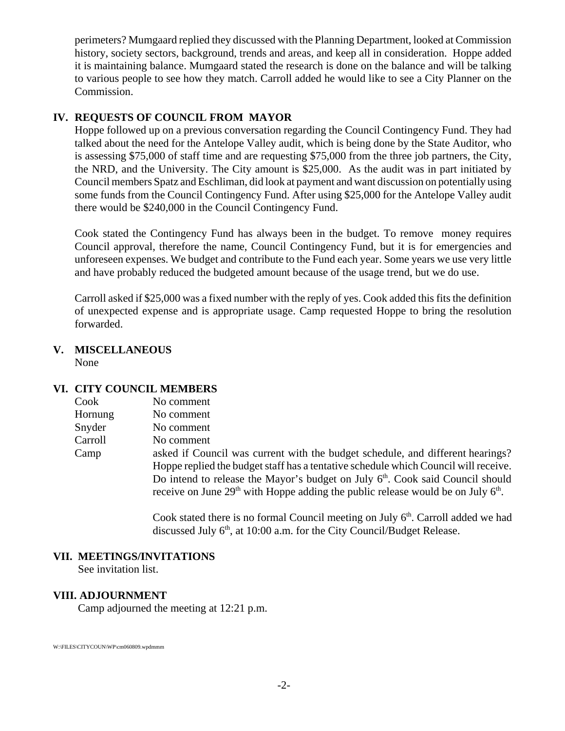perimeters? Mumgaard replied they discussed with the Planning Department, looked at Commission history, society sectors, background, trends and areas, and keep all in consideration. Hoppe added it is maintaining balance. Mumgaard stated the research is done on the balance and will be talking to various people to see how they match. Carroll added he would like to see a City Planner on the Commission.

## IV. REQUESTS OF COUNCIL FROM MAYOR

Hoppe followed up on a previous conversation regarding the Council Contingency Fund. They had talked about the need for the Antelope Valley audit, which is being done by the State Auditor, who is assessing $75,000 of staff time and are requesting $75,000 from the three job partners, the City, the NRD, and the University. The City amount is $25,000. As the audit was in part initiated by Council members Spatz and Eschliman, did look at payment and want discussion on potentially using some funds from the Council Contingency Fund. After using $25,000 for the Antelope Valley audit there would be $240,000 in the Council Contingency Fund.

Cook stated the Contingency Fund has always been in the budget. To remove money requires Council approval, therefore the name, Council Contingency Fund, but it is for emergencies and unforeseen expenses. We budget and contribute to the Fund each year. Some years we use very little and have probably reduced the budgeted amount because of the usage trend, but we do use.

Carroll asked if $25,000 was a fixed number with the reply of yes. Cook added this fits the definition of unexpected expense and is appropriate usage. Camp requested Hoppe to bring the resolution forwarded.

## V. MISCELLANEOUS

None

## VI. CITY COUNCIL MEMBERS

| | |
|---|---|
| Cook | No comment |
| Hornung | No comment |
| Snyder | No comment |
| Carroll | No comment |
| Camp | asked if Council was current with the budget schedule, and different hearings? Hoppe replied the budget staff has a tentative schedule which Council will receive. Do intend to release the Mayor's budget on July 6th. Cook said Council should receive on June 29th with Hoppe adding the public release would be on July 6th. Cook stated there is no formal Council meeting on July 6th. Carroll added we had discussed July 6th, at 10:00 a.m. for the City Council/Budget Release. |

## VII. MEETINGS/INVITATIONS

See invitation list.

## VIII. ADJOURNMENT

Camp adjourned the meeting at 12:21 p.m.

W:\FILES\CITYCOUN\WP\cm060809.wpdmmm